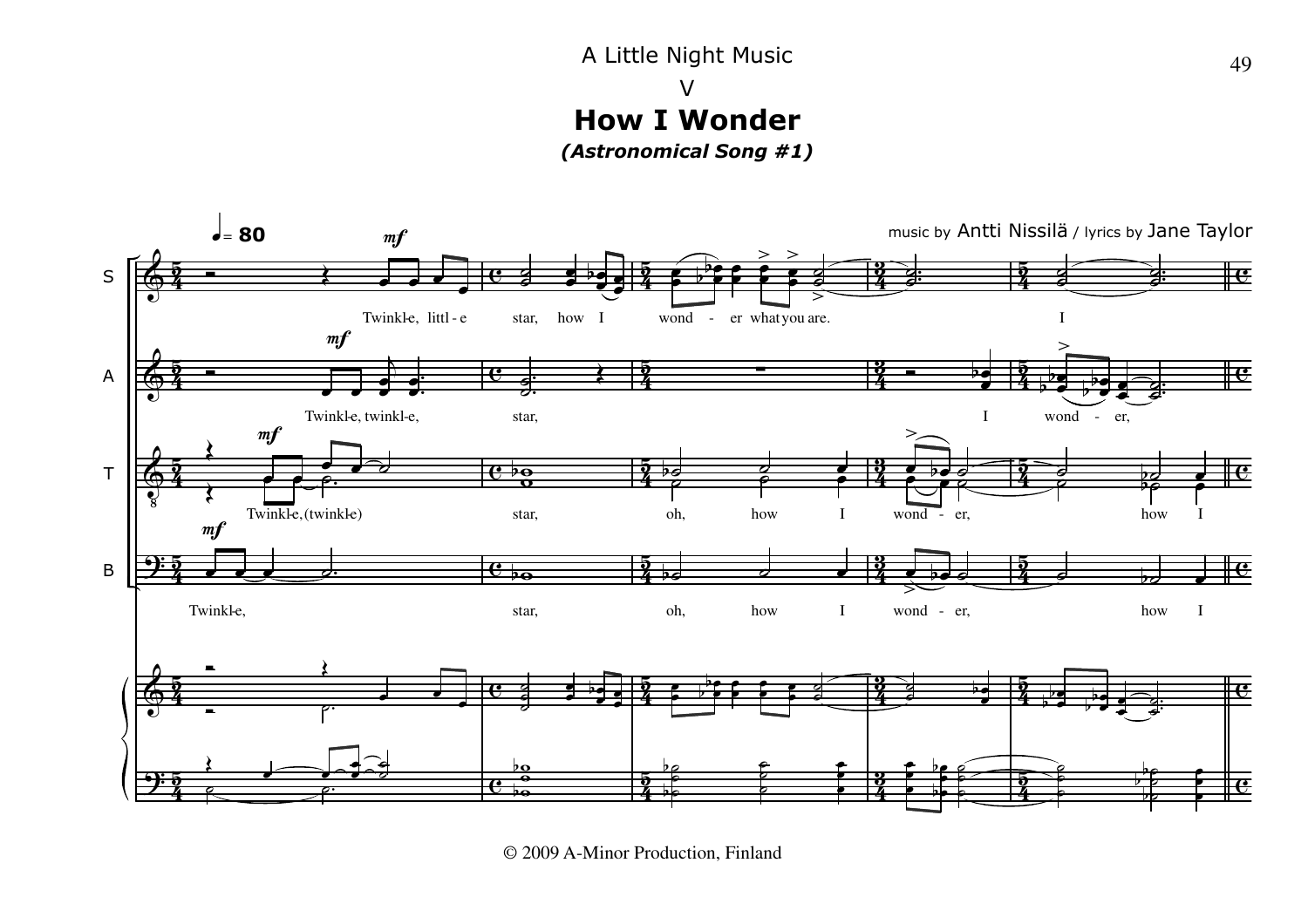# A Little Night Music

## V

## How I Wonder

### *(Astronomical Song #1)*

music by Antti Nissilä / lyrics by Jane Taylor

© 2009 A-Minor Production, Finland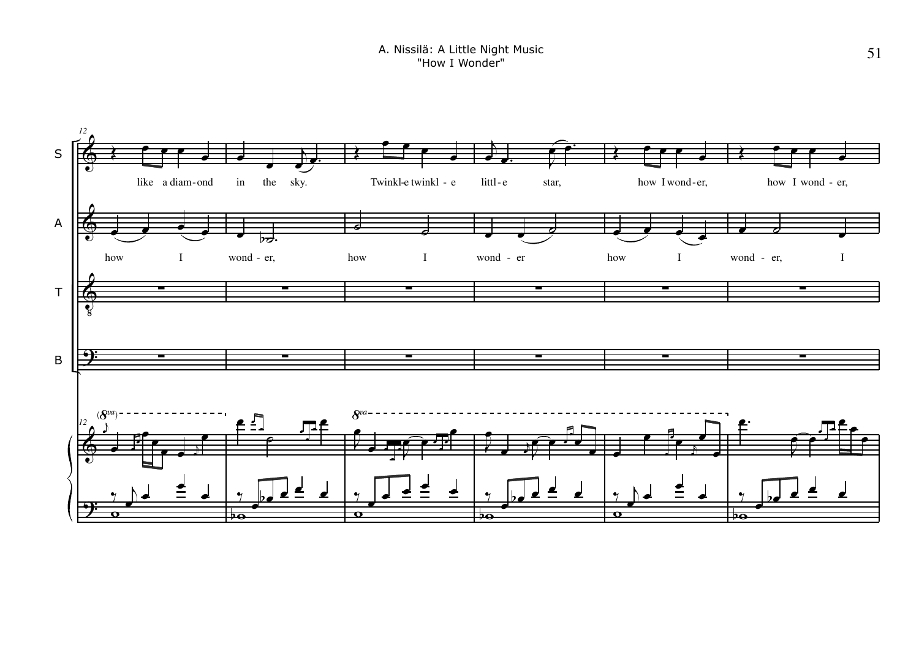S: like a diam-ond in the sky. Twinkl-e twinkl - e littl-e star, how I wond-er, how I wond - er,

A: how I wond - er, how I wond - er how I wond - er, I

T

B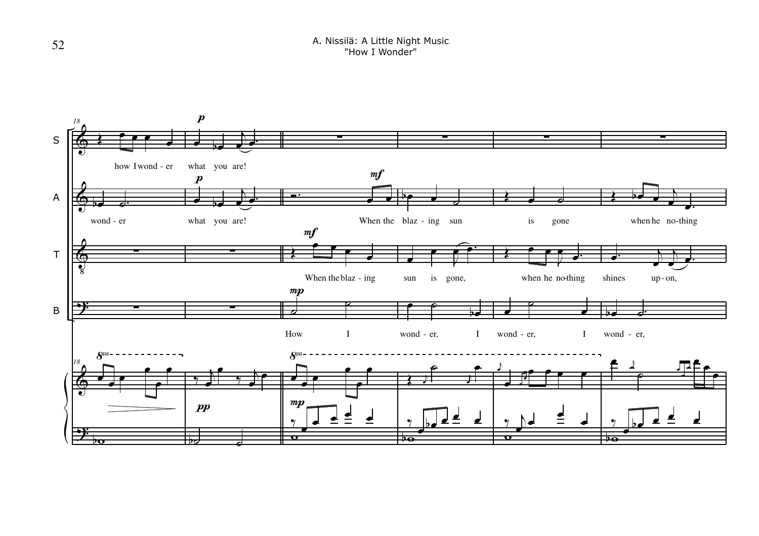A. Nissilä: A Little Night Music
"How I Wonder"

S: how I wond - er what you are!

A: wond - er what you are! When the blaz - ing sun is gone when he no-thing

T: When the blaz - ing sun is gone, when he no-thing shines up - on,

B: How I wond - er, I wond - er, I wond - er,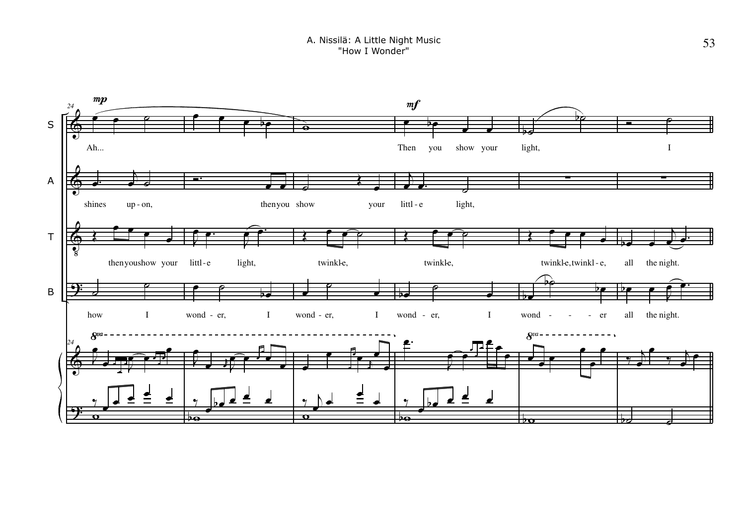S: *mp* Ah... *mf* Then you show your light, I

A: shines up-on, then you show your littl-e light,

T: then you show your littl-e light, twinkl-e, twinkl-e, twinkl-e, twinkl-e, all the night.

B: how I wond-er, I wond-er, I wond-er, I wond - - - er all the night.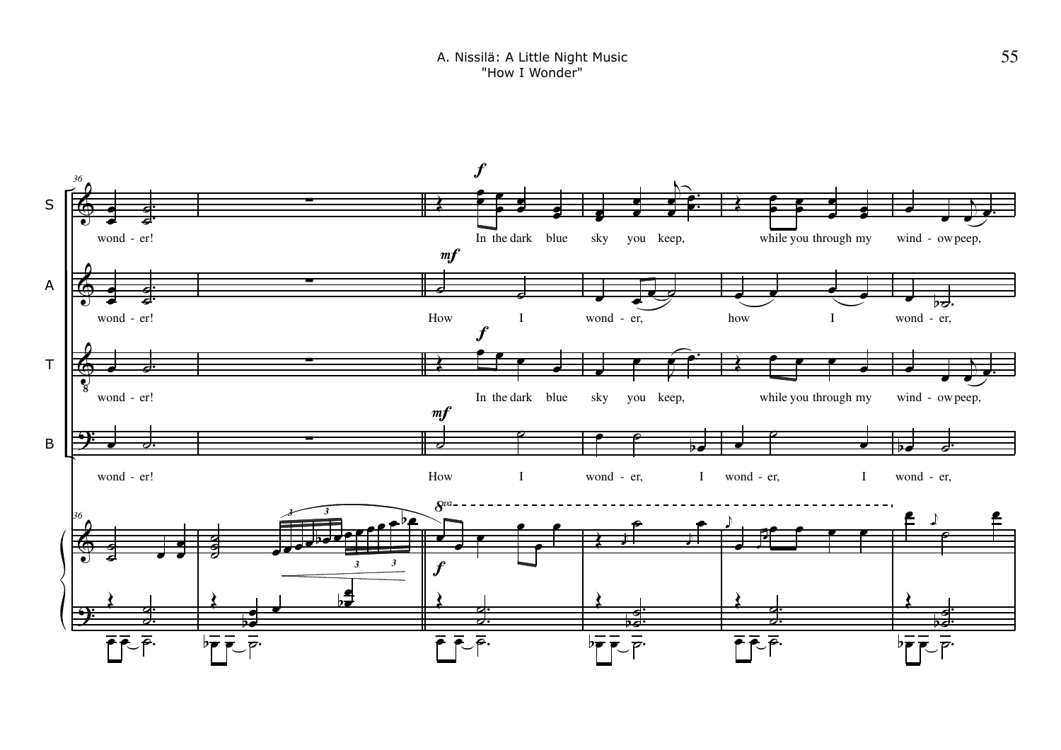S: wond - er! In the dark blue sky you keep, while you through my wind - ow peep,

A: wond - er! How I wond - er, how I wond - er,

T: wond - er! In the dark blue sky you keep, while you through my wind - ow peep,

B: wond - er! How I wond - er, I wond - er, I wond - er,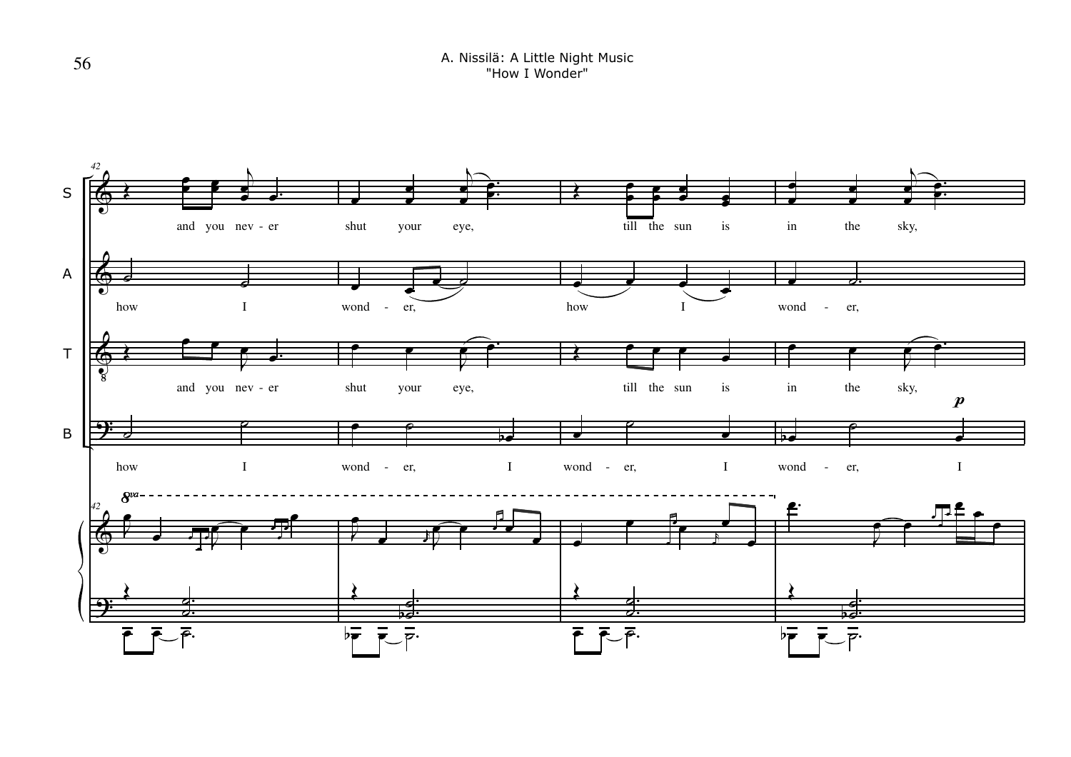S: and you nev - er shut your eye, till the sun is in the sky,

A: how I wond - er, how I wond - er,

T: and you nev - er shut your eye, till the sun is in the sky,

B: how I wond - er, I wond - er, I wond - er, I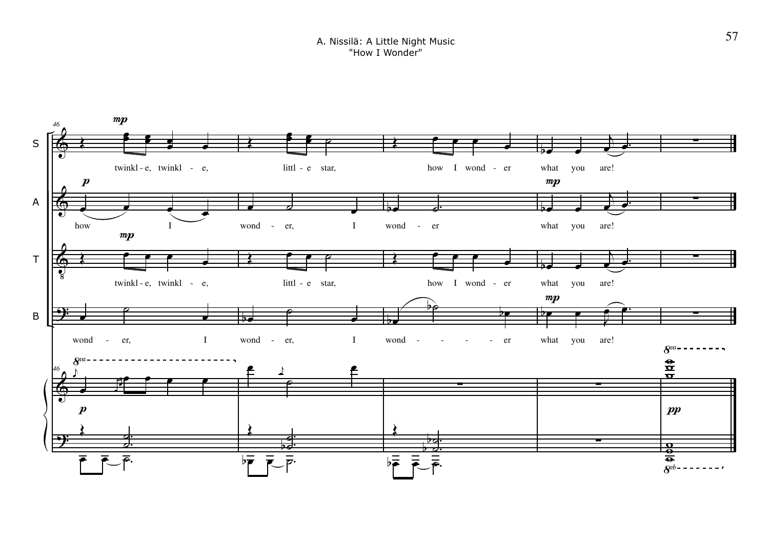A. Nissilä: A Little Night Music

"How I Wonder"

S: twinkl - e, twinkl - e, littl - e star, how I wond - er what you are!

A: how I wond - er, I wond - er what you are!

T: twinkl - e, twinkl - e, littl - e star, how I wond - er what you are!

B: wond - er, I wond - er, I wond - - - - - er what you are!